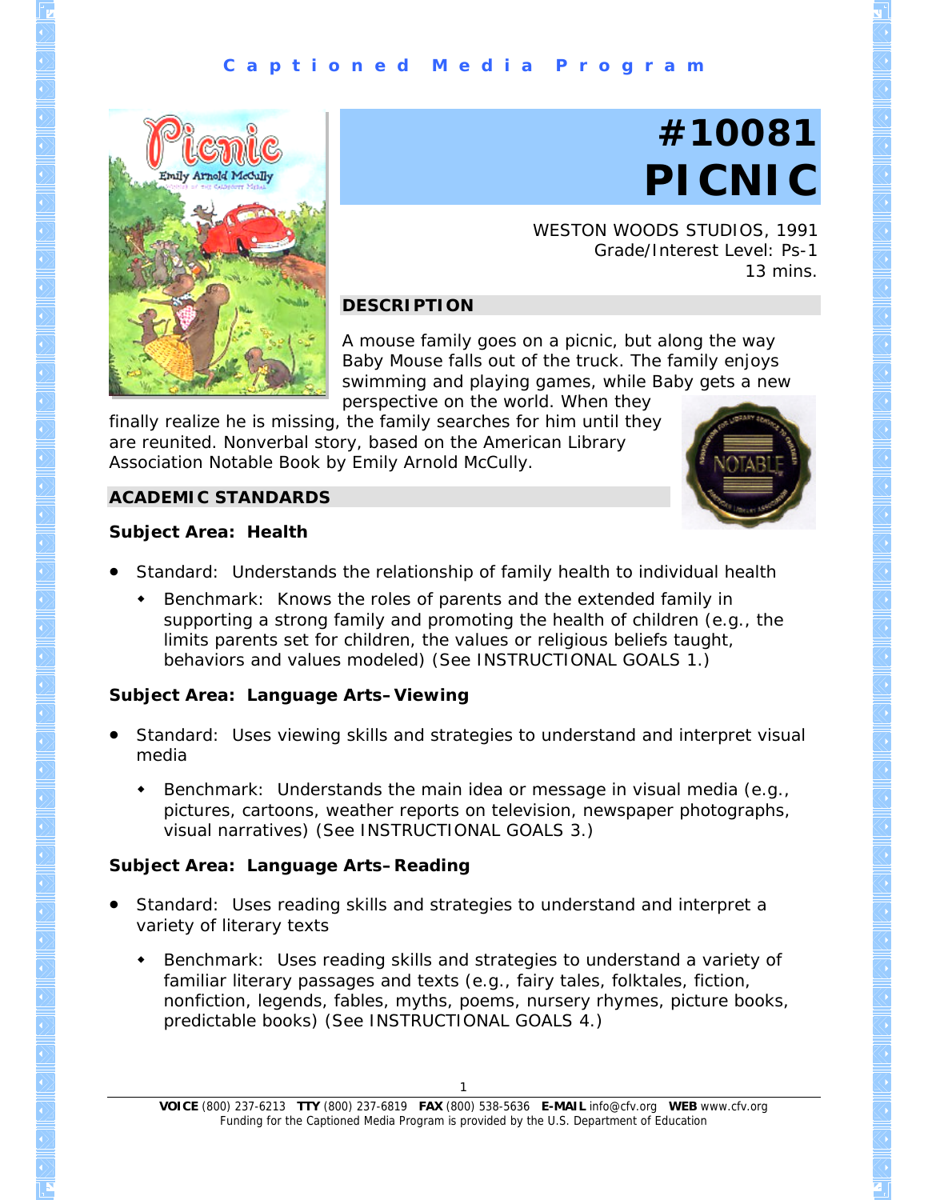Captioned Media Program

# #10081 PICNIC

WESTON WOODS STUDIOS, 1991
Grade/Interest Level: Ps-1
13 mins.

## DESCRIPTION

A mouse family goes on a picnic, but along the way Baby Mouse falls out of the truck. The family enjoys swimming and playing games, while Baby gets a new perspective on the world. When they finally realize he is missing, the family searches for him until they are reunited. Nonverbal story, based on the American Library Association Notable Book by Emily Arnold McCully.

## ACADEMIC STANDARDS

### Subject Area: Health

- Standard: Understands the relationship of family health to individual health
  - Benchmark: Knows the roles of parents and the extended family in supporting a strong family and promoting the health of children (e.g., the limits parents set for children, the values or religious beliefs taught, behaviors and values modeled) (See INSTRUCTIONAL GOALS 1.)

### Subject Area: Language Arts–Viewing

- Standard: Uses viewing skills and strategies to understand and interpret visual media
  - Benchmark: Understands the main idea or message in visual media (e.g., pictures, cartoons, weather reports on television, newspaper photographs, visual narratives) (See INSTRUCTIONAL GOALS 3.)

### Subject Area: Language Arts–Reading

- Standard: Uses reading skills and strategies to understand and interpret a variety of literary texts
  - Benchmark: Uses reading skills and strategies to understand a variety of familiar literary passages and texts (e.g., fairy tales, folktales, fiction, nonfiction, legends, fables, myths, poems, nursery rhymes, picture books, predictable books) (See INSTRUCTIONAL GOALS 4.)

**VOICE** (800) 237-6213 **TTY** (800) 237-6819 **FAX** (800) 538-5636 **E-MAIL** info@cfv.org **WEB** www.cfv.org
Funding for the Captioned Media Program is provided by the U.S. Department of Education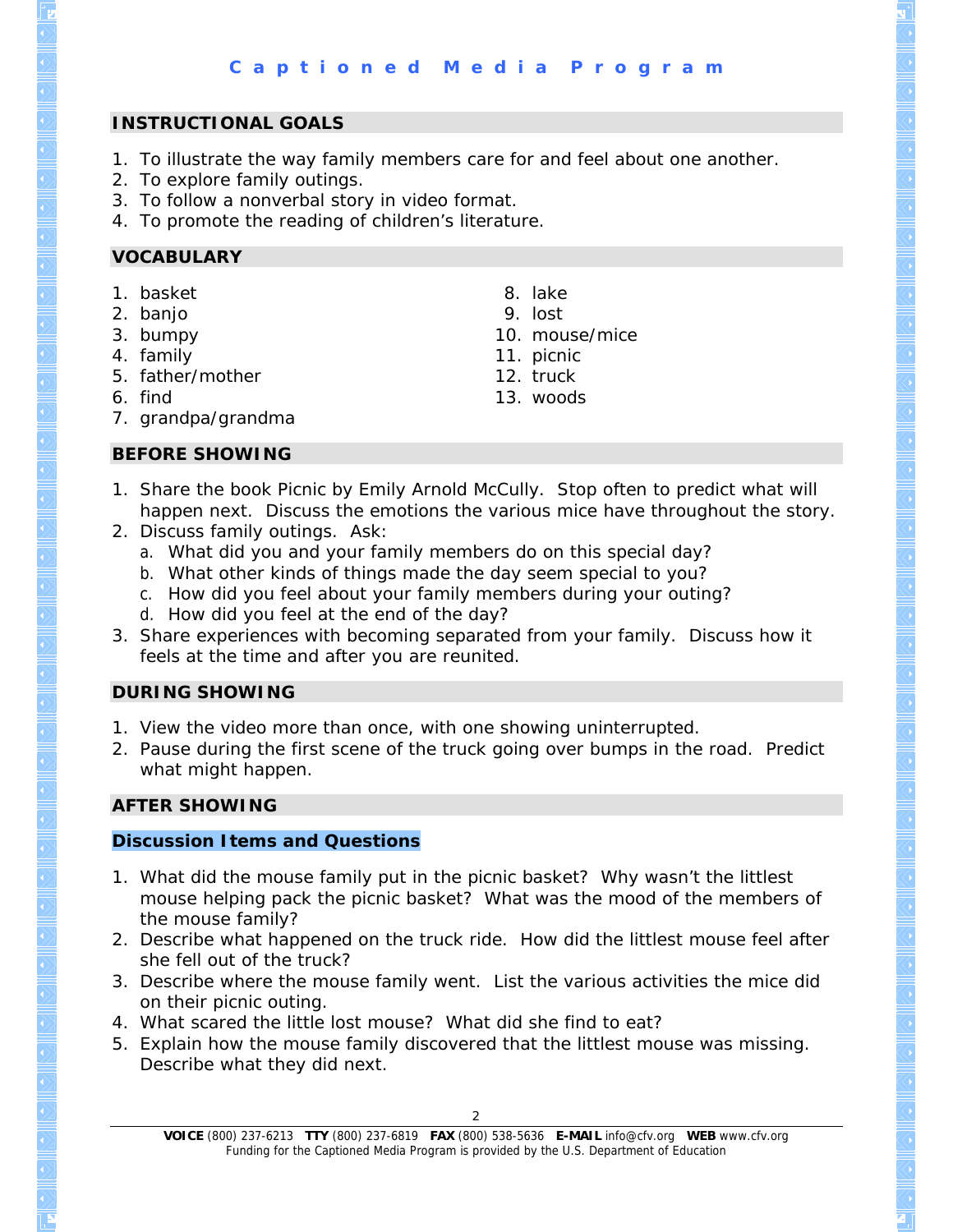## INSTRUCTIONAL GOALS

1. To illustrate the way family members care for and feel about one another.
2. To explore family outings.
3. To follow a nonverbal story in video format.
4. To promote the reading of children's literature.

## VOCABULARY

1. basket
2. banjo
3. bumpy
4. family
5. father/mother
6. find
7. grandpa/grandma
8. lake
9. lost
10. mouse/mice
11. picnic
12. truck
13. woods

## BEFORE SHOWING

1. Share the book Picnic by Emily Arnold McCully. Stop often to predict what will happen next. Discuss the emotions the various mice have throughout the story.
2. Discuss family outings. Ask:
   a. What did you and your family members do on this special day?
   b. What other kinds of things made the day seem special to you?
   c. How did you feel about your family members during your outing?
   d. How did you feel at the end of the day?
3. Share experiences with becoming separated from your family. Discuss how it feels at the time and after you are reunited.

## DURING SHOWING

1. View the video more than once, with one showing uninterrupted.
2. Pause during the first scene of the truck going over bumps in the road. Predict what might happen.

## AFTER SHOWING

### Discussion Items and Questions

1. What did the mouse family put in the picnic basket? Why wasn't the littlest mouse helping pack the picnic basket? What was the mood of the members of the mouse family?
2. Describe what happened on the truck ride. How did the littlest mouse feel after she fell out of the truck?
3. Describe where the mouse family went. List the various activities the mice did on their picnic outing.
4. What scared the little lost mouse? What did she find to eat?
5. Explain how the mouse family discovered that the littlest mouse was missing. Describe what they did next.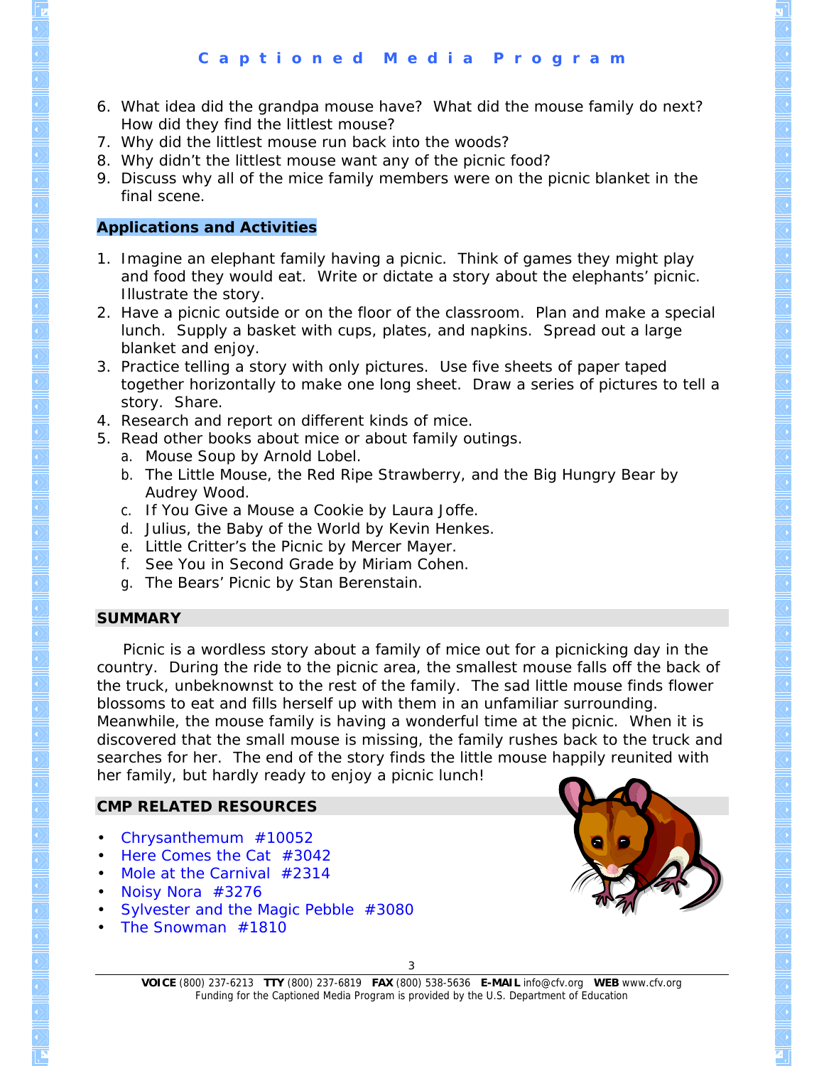6. What idea did the grandpa mouse have? What did the mouse family do next? How did they find the littlest mouse?
7. Why did the littlest mouse run back into the woods?
8. Why didn't the littlest mouse want any of the picnic food?
9. Discuss why all of the mice family members were on the picnic blanket in the final scene.

## Applications and Activities

1. Imagine an elephant family having a picnic. Think of games they might play and food they would eat. Write or dictate a story about the elephants' picnic. Illustrate the story.
2. Have a picnic outside or on the floor of the classroom. Plan and make a special lunch. Supply a basket with cups, plates, and napkins. Spread out a large blanket and enjoy.
3. Practice telling a story with only pictures. Use five sheets of paper taped together horizontally to make one long sheet. Draw a series of pictures to tell a story. Share.
4. Research and report on different kinds of mice.
5. Read other books about mice or about family outings.
   a. Mouse Soup by Arnold Lobel.
   b. The Little Mouse, the Red Ripe Strawberry, and the Big Hungry Bear by Audrey Wood.
   c. If You Give a Mouse a Cookie by Laura Joffe.
   d. Julius, the Baby of the World by Kevin Henkes.
   e. Little Critter's the Picnic by Mercer Mayer.
   f. See You in Second Grade by Miriam Cohen.
   g. The Bears' Picnic by Stan Berenstain.

## SUMMARY

Picnic is a wordless story about a family of mice out for a picnicking day in the country. During the ride to the picnic area, the smallest mouse falls off the back of the truck, unbeknownst to the rest of the family. The sad little mouse finds flower blossoms to eat and fills herself up with them in an unfamiliar surrounding. Meanwhile, the mouse family is having a wonderful time at the picnic. When it is discovered that the small mouse is missing, the family rushes back to the truck and searches for her. The end of the story finds the little mouse happily reunited with her family, but hardly ready to enjoy a picnic lunch!

## CMP RELATED RESOURCES

- Chrysanthemum #10052
- Here Comes the Cat #3042
- Mole at the Carnival #2314
- Noisy Nora #3276
- Sylvester and the Magic Pebble #3080
- The Snowman #1810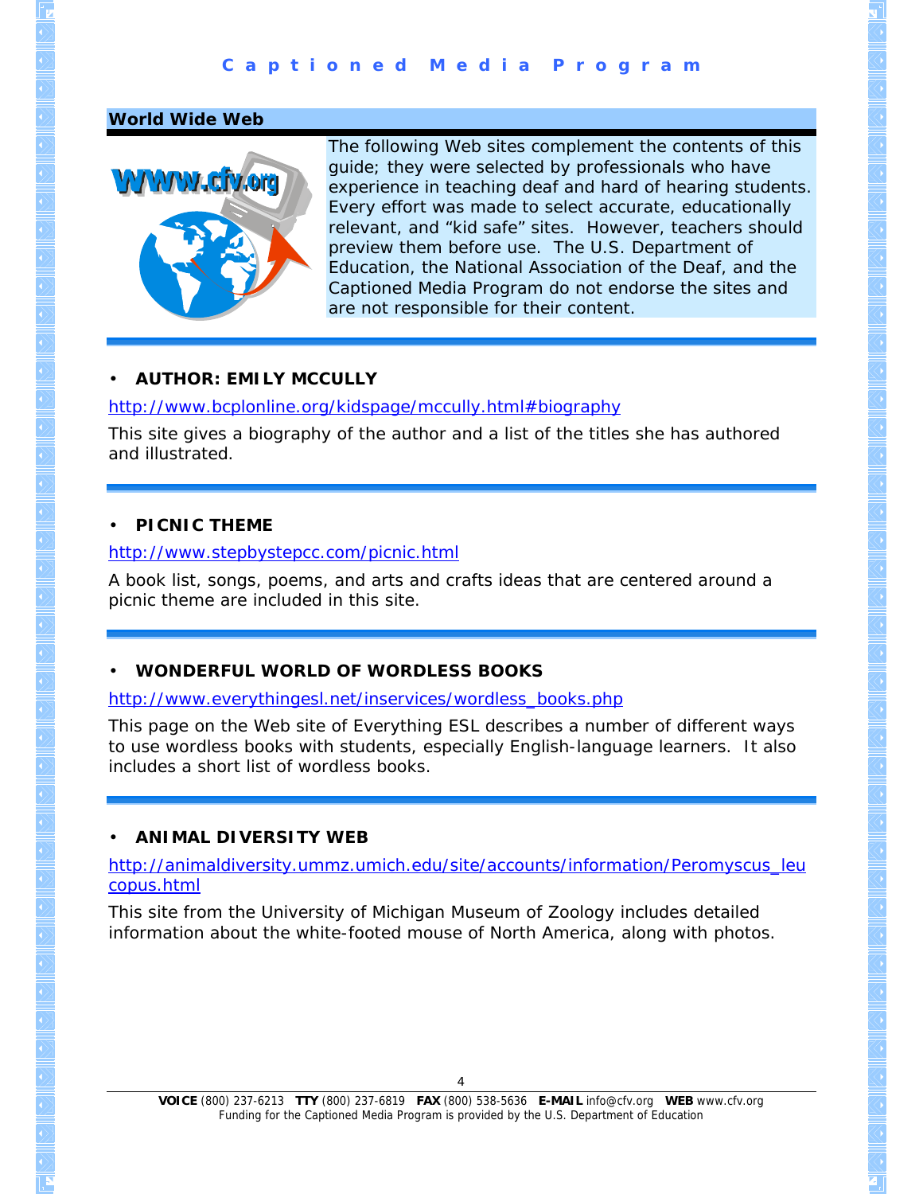## World Wide Web

The following Web sites complement the contents of this guide; they were selected by professionals who have experience in teaching deaf and hard of hearing students. Every effort was made to select accurate, educationally relevant, and "kid safe" sites. However, teachers should preview them before use. The U.S. Department of Education, the National Association of the Deaf, and the Captioned Media Program do not endorse the sites and are not responsible for their content.

- **AUTHOR: EMILY MCCULLY**

http://www.bcplonline.org/kidspage/mccully.html#biography

This site gives a biography of the author and a list of the titles she has authored and illustrated.

- **PICNIC THEME**

http://www.stepbystepcc.com/picnic.html

A book list, songs, poems, and arts and crafts ideas that are centered around a picnic theme are included in this site.

- **WONDERFUL WORLD OF WORDLESS BOOKS**

http://www.everythingesl.net/inservices/wordless_books.php

This page on the Web site of Everything ESL describes a number of different ways to use wordless books with students, especially English-language learners. It also includes a short list of wordless books.

- **ANIMAL DIVERSITY WEB**

http://animaldiversity.ummz.umich.edu/site/accounts/information/Peromyscus_leucopus.html

This site from the University of Michigan Museum of Zoology includes detailed information about the white-footed mouse of North America, along with photos.